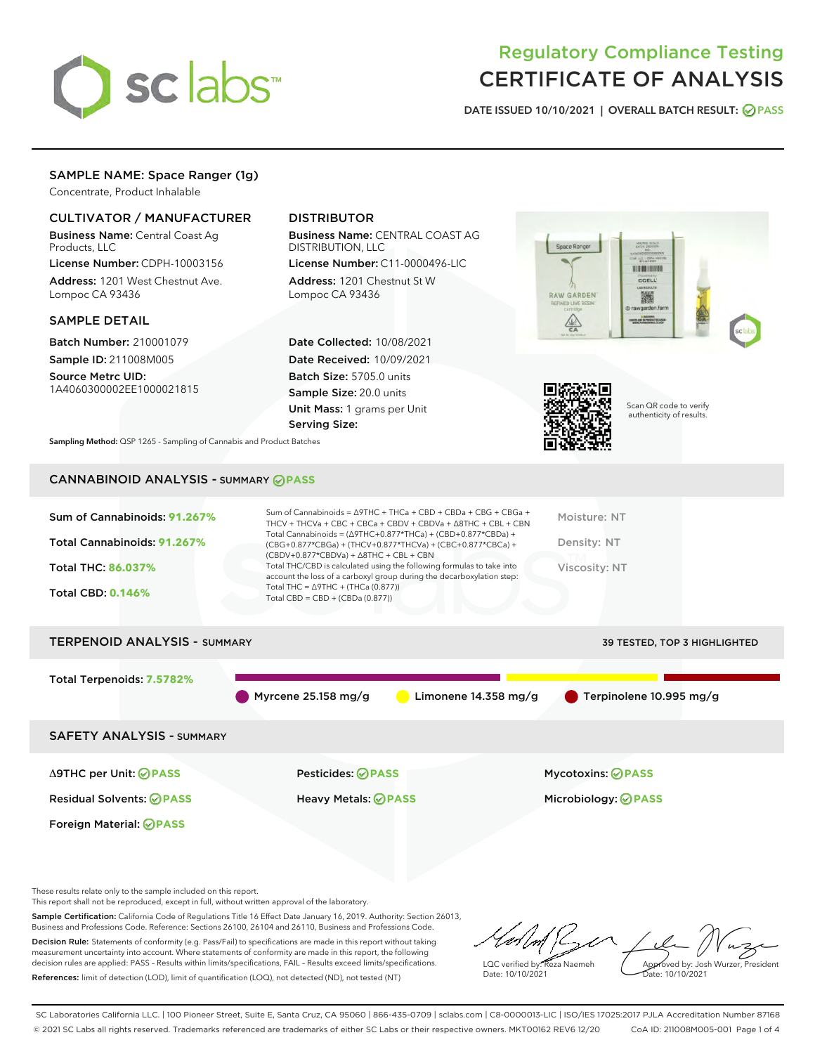# Regulatory Compliance Testing
# CERTIFICATE OF ANALYSIS

DATE ISSUED 10/10/2021 | OVERALL BATCH RESULT: PASS

## SAMPLE NAME: Space Ranger (1g)

Concentrate, Product Inhalable

### CULTIVATOR / MANUFACTURER

**Business Name:** Central Coast Ag Products, LLC

**License Number:** CDPH-10003156

**Address:** 1201 West Chestnut Ave. Lompoc CA 93436

### DISTRIBUTOR

**Business Name:** CENTRAL COAST AG DISTRIBUTION, LLC

**License Number:** C11-0000496-LIC

**Address:** 1201 Chestnut St W Lompoc CA 93436

### SAMPLE DETAIL

**Batch Number:** 210001079

**Sample ID:** 211008M005

**Source Metrc UID:** 1A4060300002EE1000021815

**Date Collected:** 10/08/2021

**Date Received:** 10/09/2021

**Batch Size:** 5705.0 units

**Sample Size:** 20.0 units

**Unit Mass:** 1 grams per Unit

**Serving Size:**

Scan QR code to verify authenticity of results.

**Sampling Method:** QSP 1265 - Sampling of Cannabis and Product Batches

## CANNABINOID ANALYSIS - SUMMARY PASS

**Sum of Cannabinoids:** 91.267%

**Total Cannabinoids:** 91.267%

**Total THC:** 86.037%

**Total CBD:** 0.146%

Sum of Cannabinoids = Δ9THC + THCa + CBD + CBDa + CBG + CBGa + THCV + THCVa + CBC + CBCa + CBDV + CBDVa + Δ8THC + CBL + CBN

Total Cannabinoids = (Δ9THC+0.877*THCa) + (CBD+0.877*CBDa) + (CBG+0.877*CBGa) + (THCV+0.877*THCVa) + (CBC+0.877*CBCa) + (CBDV+0.877*CBDVa) + Δ8THC + CBL + CBN

Total THC/CBD is calculated using the following formulas to take into account the loss of a carboxyl group during the decarboxylation step:

Total THC = Δ9THC + (THCa (0.877))

Total CBD = CBD + (CBDa (0.877))

Moisture: NT

Density: NT

Viscosity: NT

## TERPENOID ANALYSIS - SUMMARY

39 TESTED, TOP 3 HIGHLIGHTED

**Total Terpenoids:** 7.5782%

Myrcene 25.158 mg/g | Limonene 14.358 mg/g | Terpinolene 10.995 mg/g

## SAFETY ANALYSIS - SUMMARY

| | | |
|---|---|---|
| Δ9THC per Unit: PASS | Pesticides: PASS | Mycotoxins: PASS |
| Residual Solvents: PASS | Heavy Metals: PASS | Microbiology: PASS |
| Foreign Material: PASS | | |

These results relate only to the sample included on this report.

This report shall not be reproduced, except in full, without written approval of the laboratory.

**Sample Certification:** California Code of Regulations Title 16 Effect Date January 16, 2019. Authority: Section 26013, Business and Professions Code. Reference: Sections 26100, 26104 and 26110, Business and Professions Code.

**Decision Rule:** Statements of conformity (e.g. Pass/Fail) to specifications are made in this report without taking measurement uncertainty into account. Where statements of conformity are made in this report, the following decision rules are applied: PASS - Results within limits/specifications, FAIL - Results exceed limits/specifications.

**References:** limit of detection (LOD), limit of quantification (LOQ), not detected (ND), not tested (NT)

LQC verified by: Reza Naemeh
Date: 10/10/2021

Approved by: Josh Wurzer, President
Date: 10/10/2021

SC Laboratories California LLC. | 100 Pioneer Street, Suite E, Santa Cruz, CA 95060 | 866-435-0709 | sclabs.com | C8-0000013-LIC | ISO/IES 17025:2017 PJLA Accreditation Number 87168

© 2021 SC Labs all rights reserved. Trademarks referenced are trademarks of either SC Labs or their respective owners. MKT00162 REV6 12/20 CoA ID: 211008M005-001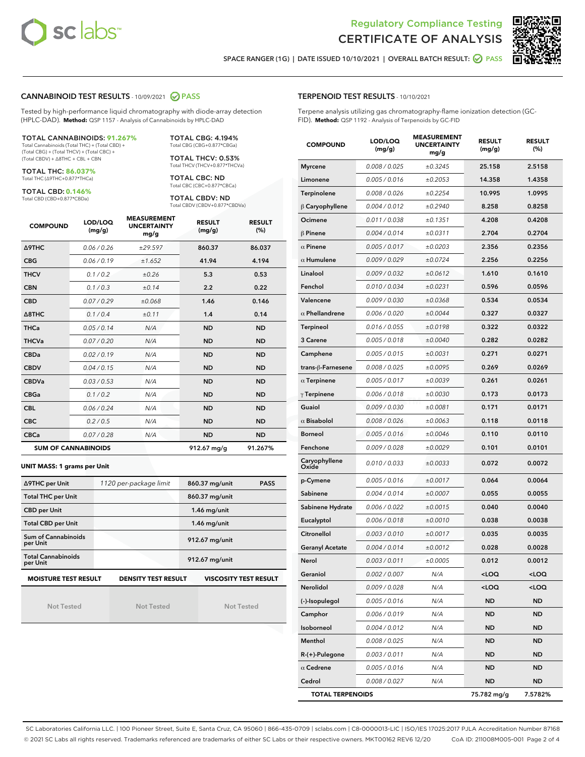# Regulatory Compliance Testing
# CERTIFICATE OF ANALYSIS

SPACE RANGER (1G) | DATE ISSUED 10/10/2021 | OVERALL BATCH RESULT: PASS

## CANNABINOID TEST RESULTS - 10/09/2021 PASS

Tested by high-performance liquid chromatography with diode-array detection (HPLC-DAD). **Method:** QSP 1157 - Analysis of Cannabinoids by HPLC-DAD

**TOTAL CANNABINOIDS: 91.267%**
Total Cannabinoids (Total THC) + (Total CBD) + (Total CBG) + (Total THCV) + (Total CBC) + (Total CBDV) + Δ8THC + CBL + CBN

**TOTAL THC: 86.037%**
Total THC (Δ9THC+0.877*THCa)

**TOTAL CBD: 0.146%**
Total CBD (CBD+0.877*CBDa)

**TOTAL CBG: 4.194%**
Total CBG (CBG+0.877*CBGa)

**TOTAL THCV: 0.53%**
Total THCV (THCV+0.877*THCVa)

**TOTAL CBC: ND**
Total CBC (CBC+0.877*CBCa)

**TOTAL CBDV: ND**
Total CBDV (CBDV+0.877*CBDVa)

| COMPOUND | LOD/LOQ (mg/g) | MEASUREMENT UNCERTAINTY mg/g | RESULT (mg/g) | RESULT (%) |
|---|---|---|---|---|
| Δ9THC | 0.06 / 0.26 | ±29.597 | 860.37 | 86.037 |
| CBG | 0.06 / 0.19 | ±1.652 | 41.94 | 4.194 |
| THCV | 0.1 / 0.2 | ±0.26 | 5.3 | 0.53 |
| CBN | 0.1 / 0.3 | ±0.14 | 2.2 | 0.22 |
| CBD | 0.07 / 0.29 | ±0.068 | 1.46 | 0.146 |
| Δ8THC | 0.1 / 0.4 | ±0.11 | 1.4 | 0.14 |
| THCa | 0.05 / 0.14 | N/A | ND | ND |
| THCVa | 0.07 / 0.20 | N/A | ND | ND |
| CBDa | 0.02 / 0.19 | N/A | ND | ND |
| CBDV | 0.04 / 0.15 | N/A | ND | ND |
| CBDVa | 0.03 / 0.53 | N/A | ND | ND |
| CBGa | 0.1 / 0.2 | N/A | ND | ND |
| CBL | 0.06 / 0.24 | N/A | ND | ND |
| CBC | 0.2 / 0.5 | N/A | ND | ND |
| CBCa | 0.07 / 0.28 | N/A | ND | ND |
| **SUM OF CANNABINOIDS** | | | 912.67 mg/g | 91.267% |

**UNIT MASS: 1 grams per Unit**

| | | | |
|---|---|---|---|
| Δ9THC per Unit | 1120 per-package limit | 860.37 mg/unit | PASS |
| Total THC per Unit | | 860.37 mg/unit | |
| CBD per Unit | | 1.46 mg/unit | |
| Total CBD per Unit | | 1.46 mg/unit | |
| Sum of Cannabinoids per Unit | | 912.67 mg/unit | |
| Total Cannabinoids per Unit | | 912.67 mg/unit | |

| MOISTURE TEST RESULT | DENSITY TEST RESULT | VISCOSITY TEST RESULT |
|---|---|---|
| Not Tested | Not Tested | Not Tested |

## TERPENOID TEST RESULTS - 10/10/2021

Terpene analysis utilizing gas chromatography-flame ionization detection (GC-FID). **Method:** QSP 1192 - Analysis of Terpenoids by GC-FID

| COMPOUND | LOD/LOQ (mg/g) | MEASUREMENT UNCERTAINTY mg/g | RESULT (mg/g) | RESULT (%) |
|---|---|---|---|---|
| Myrcene | 0.008 / 0.025 | ±0.3245 | 25.158 | 2.5158 |
| Limonene | 0.005 / 0.016 | ±0.2053 | 14.358 | 1.4358 |
| Terpinolene | 0.008 / 0.026 | ±0.2254 | 10.995 | 1.0995 |
| β Caryophyllene | 0.004 / 0.012 | ±0.2940 | 8.258 | 0.8258 |
| Ocimene | 0.011 / 0.038 | ±0.1351 | 4.208 | 0.4208 |
| β Pinene | 0.004 / 0.014 | ±0.0311 | 2.704 | 0.2704 |
| α Pinene | 0.005 / 0.017 | ±0.0203 | 2.356 | 0.2356 |
| α Humulene | 0.009 / 0.029 | ±0.0724 | 2.256 | 0.2256 |
| Linalool | 0.009 / 0.032 | ±0.0612 | 1.610 | 0.1610 |
| Fenchol | 0.010 / 0.034 | ±0.0231 | 0.596 | 0.0596 |
| Valencene | 0.009 / 0.030 | ±0.0368 | 0.534 | 0.0534 |
| α Phellandrene | 0.006 / 0.020 | ±0.0044 | 0.327 | 0.0327 |
| Terpineol | 0.016 / 0.055 | ±0.0198 | 0.322 | 0.0322 |
| 3 Carene | 0.005 / 0.018 | ±0.0040 | 0.282 | 0.0282 |
| Camphene | 0.005 / 0.015 | ±0.0031 | 0.271 | 0.0271 |
| trans-β-Farnesene | 0.008 / 0.025 | ±0.0095 | 0.269 | 0.0269 |
| α Terpinene | 0.005 / 0.017 | ±0.0039 | 0.261 | 0.0261 |
| γ Terpinene | 0.006 / 0.018 | ±0.0030 | 0.173 | 0.0173 |
| Guaiol | 0.009 / 0.030 | ±0.0081 | 0.171 | 0.0171 |
| α Bisabolol | 0.008 / 0.026 | ±0.0063 | 0.118 | 0.0118 |
| Borneol | 0.005 / 0.016 | ±0.0046 | 0.110 | 0.0110 |
| Fenchone | 0.009 / 0.028 | ±0.0029 | 0.101 | 0.0101 |
| Caryophyllene Oxide | 0.010 / 0.033 | ±0.0033 | 0.072 | 0.0072 |
| p-Cymene | 0.005 / 0.016 | ±0.0017 | 0.064 | 0.0064 |
| Sabinene | 0.004 / 0.014 | ±0.0007 | 0.055 | 0.0055 |
| Sabinene Hydrate | 0.006 / 0.022 | ±0.0015 | 0.040 | 0.0040 |
| Eucalyptol | 0.006 / 0.018 | ±0.0010 | 0.038 | 0.0038 |
| Citronellol | 0.003 / 0.010 | ±0.0017 | 0.035 | 0.0035 |
| Geranyl Acetate | 0.004 / 0.014 | ±0.0012 | 0.028 | 0.0028 |
| Nerol | 0.003 / 0.011 | ±0.0005 | 0.012 | 0.0012 |
| Geraniol | 0.002 / 0.007 | N/A | <LOQ | <LOQ |
| Nerolidol | 0.009 / 0.028 | N/A | <LOQ | <LOQ |
| (-)-Isopulegol | 0.005 / 0.016 | N/A | ND | ND |
| Camphor | 0.006 / 0.019 | N/A | ND | ND |
| Isoborneol | 0.004 / 0.012 | N/A | ND | ND |
| Menthol | 0.008 / 0.025 | N/A | ND | ND |
| R-(+)-Pulegone | 0.003 / 0.011 | N/A | ND | ND |
| α Cedrene | 0.005 / 0.016 | N/A | ND | ND |
| Cedrol | 0.008 / 0.027 | N/A | ND | ND |
| **TOTAL TERPENOIDS** | | | 75.782 mg/g | 7.5782% |

SC Laboratories California LLC. | 100 Pioneer Street, Suite E, Santa Cruz, CA 95060 | 866-435-0709 | sclabs.com | C8-0000013-LIC | ISO/IES 17025:2017 PJLA Accreditation Number 87168
© 2021 SC Labs all rights reserved. Trademarks referenced are trademarks of either SC Labs or their respective owners. MKT00162 REV6 12/20 CoA ID: 211008M005-001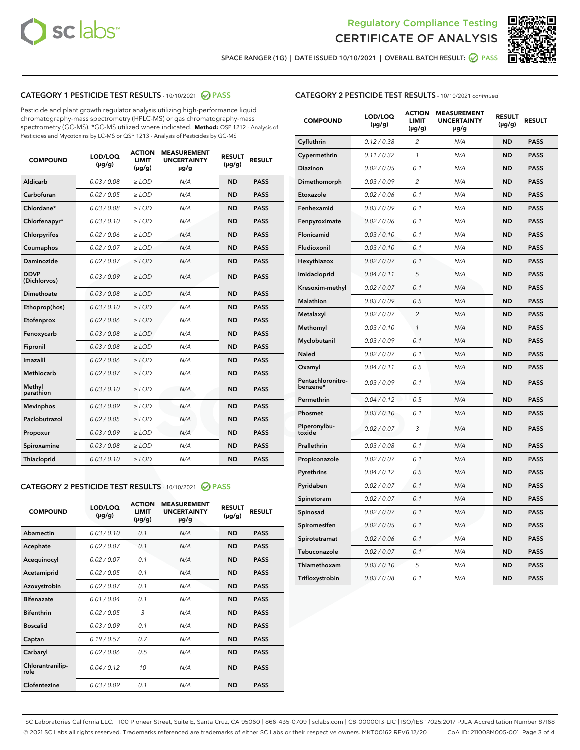Regulatory Compliance Testing

# CERTIFICATE OF ANALYSIS

SPACE RANGER (1G) | DATE ISSUED 10/10/2021 | OVERALL BATCH RESULT: PASS

## CATEGORY 1 PESTICIDE TEST RESULTS - 10/10/2021 PASS

Pesticide and plant growth regulator analysis utilizing high-performance liquid chromatography-mass spectrometry (HPLC-MS) or gas chromatography-mass spectrometry (GC-MS). *GC-MS utilized where indicated. **Method:** QSP 1212 - Analysis of Pesticides and Mycotoxins by LC-MS or QSP 1213 - Analysis of Pesticides by GC-MS

| COMPOUND | LOD/LOQ (μg/g) | ACTION LIMIT (μg/g) | MEASUREMENT UNCERTAINTY μg/g | RESULT (μg/g) | RESULT |
|---|---|---|---|---|---|
| Aldicarb | 0.03 / 0.08 | ≥ LOD | N/A | ND | PASS |
| Carbofuran | 0.02 / 0.05 | ≥ LOD | N/A | ND | PASS |
| Chlordane* | 0.03 / 0.08 | ≥ LOD | N/A | ND | PASS |
| Chlorfenapyr* | 0.03 / 0.10 | ≥ LOD | N/A | ND | PASS |
| Chlorpyrifos | 0.02 / 0.06 | ≥ LOD | N/A | ND | PASS |
| Coumaphos | 0.02 / 0.07 | ≥ LOD | N/A | ND | PASS |
| Daminozide | 0.02 / 0.07 | ≥ LOD | N/A | ND | PASS |
| DDVP (Dichlorvos) | 0.03 / 0.09 | ≥ LOD | N/A | ND | PASS |
| Dimethoate | 0.03 / 0.08 | ≥ LOD | N/A | ND | PASS |
| Ethoprop(hos) | 0.03 / 0.10 | ≥ LOD | N/A | ND | PASS |
| Etofenprox | 0.02 / 0.06 | ≥ LOD | N/A | ND | PASS |
| Fenoxycarb | 0.03 / 0.08 | ≥ LOD | N/A | ND | PASS |
| Fipronil | 0.03 / 0.08 | ≥ LOD | N/A | ND | PASS |
| Imazalil | 0.02 / 0.06 | ≥ LOD | N/A | ND | PASS |
| Methiocarb | 0.02 / 0.07 | ≥ LOD | N/A | ND | PASS |
| Methyl parathion | 0.03 / 0.10 | ≥ LOD | N/A | ND | PASS |
| Mevinphos | 0.03 / 0.09 | ≥ LOD | N/A | ND | PASS |
| Paclobutrazol | 0.02 / 0.05 | ≥ LOD | N/A | ND | PASS |
| Propoxur | 0.03 / 0.09 | ≥ LOD | N/A | ND | PASS |
| Spiroxamine | 0.03 / 0.08 | ≥ LOD | N/A | ND | PASS |
| Thiacloprid | 0.03 / 0.10 | ≥ LOD | N/A | ND | PASS |

## CATEGORY 2 PESTICIDE TEST RESULTS - 10/10/2021 PASS

| COMPOUND | LOD/LOQ (μg/g) | ACTION LIMIT (μg/g) | MEASUREMENT UNCERTAINTY μg/g | RESULT (μg/g) | RESULT |
|---|---|---|---|---|---|
| Abamectin | 0.03 / 0.10 | 0.1 | N/A | ND | PASS |
| Acephate | 0.02 / 0.07 | 0.1 | N/A | ND | PASS |
| Acequinocyl | 0.02 / 0.07 | 0.1 | N/A | ND | PASS |
| Acetamiprid | 0.02 / 0.05 | 0.1 | N/A | ND | PASS |
| Azoxystrobin | 0.02 / 0.07 | 0.1 | N/A | ND | PASS |
| Bifenazate | 0.01 / 0.04 | 0.1 | N/A | ND | PASS |
| Bifenthrin | 0.02 / 0.05 | 3 | N/A | ND | PASS |
| Boscalid | 0.03 / 0.09 | 0.1 | N/A | ND | PASS |
| Captan | 0.19 / 0.57 | 0.7 | N/A | ND | PASS |
| Carbaryl | 0.02 / 0.06 | 0.5 | N/A | ND | PASS |
| Chlorantraniliprole | 0.04 / 0.12 | 10 | N/A | ND | PASS |
| Clofentezine | 0.03 / 0.09 | 0.1 | N/A | ND | PASS |
| Cyfluthrin | 0.12 / 0.38 | 2 | N/A | ND | PASS |
| Cypermethrin | 0.11 / 0.32 | 1 | N/A | ND | PASS |
| Diazinon | 0.02 / 0.05 | 0.1 | N/A | ND | PASS |
| Dimethomorph | 0.03 / 0.09 | 2 | N/A | ND | PASS |
| Etoxazole | 0.02 / 0.06 | 0.1 | N/A | ND | PASS |
| Fenhexamid | 0.03 / 0.09 | 0.1 | N/A | ND | PASS |
| Fenpyroximate | 0.02 / 0.06 | 0.1 | N/A | ND | PASS |
| Flonicamid | 0.03 / 0.10 | 0.1 | N/A | ND | PASS |
| Fludioxonil | 0.03 / 0.10 | 0.1 | N/A | ND | PASS |
| Hexythiazox | 0.02 / 0.07 | 0.1 | N/A | ND | PASS |
| Imidacloprid | 0.04 / 0.11 | 5 | N/A | ND | PASS |
| Kresoxim-methyl | 0.02 / 0.07 | 0.1 | N/A | ND | PASS |
| Malathion | 0.03 / 0.09 | 0.5 | N/A | ND | PASS |
| Metalaxyl | 0.02 / 0.07 | 2 | N/A | ND | PASS |
| Methomyl | 0.03 / 0.10 | 1 | N/A | ND | PASS |
| Myclobutanil | 0.03 / 0.09 | 0.1 | N/A | ND | PASS |
| Naled | 0.02 / 0.07 | 0.1 | N/A | ND | PASS |
| Oxamyl | 0.04 / 0.11 | 0.5 | N/A | ND | PASS |
| Pentachloronitrobenzene* | 0.03 / 0.09 | 0.1 | N/A | ND | PASS |
| Permethrin | 0.04 / 0.12 | 0.5 | N/A | ND | PASS |
| Phosmet | 0.03 / 0.10 | 0.1 | N/A | ND | PASS |
| Piperonylbutoxide | 0.02 / 0.07 | 3 | N/A | ND | PASS |
| Prallethrin | 0.03 / 0.08 | 0.1 | N/A | ND | PASS |
| Propiconazole | 0.02 / 0.07 | 0.1 | N/A | ND | PASS |
| Pyrethrins | 0.04 / 0.12 | 0.5 | N/A | ND | PASS |
| Pyridaben | 0.02 / 0.07 | 0.1 | N/A | ND | PASS |
| Spinetoram | 0.02 / 0.07 | 0.1 | N/A | ND | PASS |
| Spinosad | 0.02 / 0.07 | 0.1 | N/A | ND | PASS |
| Spiromesifen | 0.02 / 0.05 | 0.1 | N/A | ND | PASS |
| Spirotetramat | 0.02 / 0.06 | 0.1 | N/A | ND | PASS |
| Tebuconazole | 0.02 / 0.07 | 0.1 | N/A | ND | PASS |
| Thiamethoxam | 0.03 / 0.10 | 5 | N/A | ND | PASS |
| Trifloxystrobin | 0.03 / 0.08 | 0.1 | N/A | ND | PASS |

SC Laboratories California LLC. | 100 Pioneer Street, Suite E, Santa Cruz, CA 95060 | 866-435-0709 | sclabs.com | C8-0000013-LIC | ISO/IES 17025:2017 PJLA Accreditation Number 87168
© 2021 SC Labs all rights reserved. Trademarks referenced are trademarks of either SC Labs or their respective owners. MKT00162 REV6 12/20 CoA ID: 211008M005-001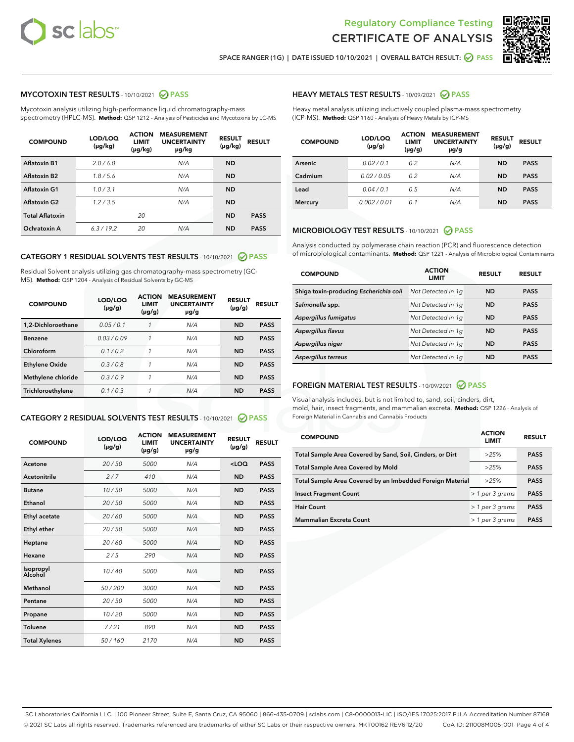Regulatory Compliance Testing

# CERTIFICATE OF ANALYSIS

SPACE RANGER (1G) | DATE ISSUED 10/10/2021 | OVERALL BATCH RESULT: PASS

## MYCOTOXIN TEST RESULTS - 10/10/2021 PASS

Mycotoxin analysis utilizing high-performance liquid chromatography-mass spectrometry (HPLC-MS). **Method:** QSP 1212 - Analysis of Pesticides and Mycotoxins by LC-MS

| COMPOUND | LOD/LOQ (µg/kg) | ACTION LIMIT (µg/kg) | MEASUREMENT UNCERTAINTY µg/kg | RESULT (µg/kg) | RESULT |
|---|---|---|---|---|---|
| Aflatoxin B1 | 2.0 / 6.0 | | N/A | ND | |
| Aflatoxin B2 | 1.8 / 5.6 | | N/A | ND | |
| Aflatoxin G1 | 1.0 / 3.1 | | N/A | ND | |
| Aflatoxin G2 | 1.2 / 3.5 | | N/A | ND | |
| Total Aflatoxin | | 20 | | ND | PASS |
| Ochratoxin A | 6.3 / 19.2 | 20 | N/A | ND | PASS |

## CATEGORY 1 RESIDUAL SOLVENTS TEST RESULTS - 10/10/2021 PASS

Residual Solvent analysis utilizing gas chromatography-mass spectrometry (GC-MS). **Method:** QSP 1204 - Analysis of Residual Solvents by GC-MS

| COMPOUND | LOD/LOQ (µg/g) | ACTION LIMIT (µg/g) | MEASUREMENT UNCERTAINTY µg/g | RESULT (µg/g) | RESULT |
|---|---|---|---|---|---|
| 1,2-Dichloroethane | 0.05 / 0.1 | 1 | N/A | ND | PASS |
| Benzene | 0.03 / 0.09 | 1 | N/A | ND | PASS |
| Chloroform | 0.1 / 0.2 | 1 | N/A | ND | PASS |
| Ethylene Oxide | 0.3 / 0.8 | 1 | N/A | ND | PASS |
| Methylene chloride | 0.3 / 0.9 | 1 | N/A | ND | PASS |
| Trichloroethylene | 0.1 / 0.3 | 1 | N/A | ND | PASS |

## CATEGORY 2 RESIDUAL SOLVENTS TEST RESULTS - 10/10/2021 PASS

| COMPOUND | LOD/LOQ (µg/g) | ACTION LIMIT (µg/g) | MEASUREMENT UNCERTAINTY µg/g | RESULT (µg/g) | RESULT |
|---|---|---|---|---|---|
| Acetone | 20 / 50 | 5000 | N/A | <LOQ | PASS |
| Acetonitrile | 2 / 7 | 410 | N/A | ND | PASS |
| Butane | 10 / 50 | 5000 | N/A | ND | PASS |
| Ethanol | 20 / 50 | 5000 | N/A | ND | PASS |
| Ethyl acetate | 20 / 60 | 5000 | N/A | ND | PASS |
| Ethyl ether | 20 / 50 | 5000 | N/A | ND | PASS |
| Heptane | 20 / 60 | 5000 | N/A | ND | PASS |
| Hexane | 2 / 5 | 290 | N/A | ND | PASS |
| Isopropyl Alcohol | 10 / 40 | 5000 | N/A | ND | PASS |
| Methanol | 50 / 200 | 3000 | N/A | ND | PASS |
| Pentane | 20 / 50 | 5000 | N/A | ND | PASS |
| Propane | 10 / 20 | 5000 | N/A | ND | PASS |
| Toluene | 7 / 21 | 890 | N/A | ND | PASS |
| Total Xylenes | 50 / 160 | 2170 | N/A | ND | PASS |

## HEAVY METALS TEST RESULTS - 10/09/2021 PASS

Heavy metal analysis utilizing inductively coupled plasma-mass spectrometry (ICP-MS). **Method:** QSP 1160 - Analysis of Heavy Metals by ICP-MS

| COMPOUND | LOD/LOQ (µg/g) | ACTION LIMIT (µg/g) | MEASUREMENT UNCERTAINTY µg/g | RESULT (µg/g) | RESULT |
|---|---|---|---|---|---|
| Arsenic | 0.02 / 0.1 | 0.2 | N/A | ND | PASS |
| Cadmium | 0.02 / 0.05 | 0.2 | N/A | ND | PASS |
| Lead | 0.04 / 0.1 | 0.5 | N/A | ND | PASS |
| Mercury | 0.002 / 0.01 | 0.1 | N/A | ND | PASS |

## MICROBIOLOGY TEST RESULTS - 10/10/2021 PASS

Analysis conducted by polymerase chain reaction (PCR) and fluorescence detection of microbiological contaminants. **Method:** QSP 1221 - Analysis of Microbiological Contaminants

| COMPOUND | ACTION LIMIT | RESULT | RESULT |
|---|---|---|---|
| Shiga toxin-producing *Escherichia coli* | Not Detected in 1g | ND | PASS |
| *Salmonella* spp. | Not Detected in 1g | ND | PASS |
| *Aspergillus fumigatus* | Not Detected in 1g | ND | PASS |
| *Aspergillus flavus* | Not Detected in 1g | ND | PASS |
| *Aspergillus niger* | Not Detected in 1g | ND | PASS |
| *Aspergillus terreus* | Not Detected in 1g | ND | PASS |

## FOREIGN MATERIAL TEST RESULTS - 10/09/2021 PASS

Visual analysis includes, but is not limited to, sand, soil, cinders, dirt, mold, hair, insect fragments, and mammalian excreta. **Method:** QSP 1226 - Analysis of Foreign Material in Cannabis and Cannabis Products

| COMPOUND | ACTION LIMIT | RESULT |
|---|---|---|
| Total Sample Area Covered by Sand, Soil, Cinders, or Dirt | >25% | PASS |
| Total Sample Area Covered by Mold | >25% | PASS |
| Total Sample Area Covered by an Imbedded Foreign Material | >25% | PASS |
| Insect Fragment Count | > 1 per 3 grams | PASS |
| Hair Count | > 1 per 3 grams | PASS |
| Mammalian Excreta Count | > 1 per 3 grams | PASS |

SC Laboratories California LLC. | 100 Pioneer Street, Suite E, Santa Cruz, CA 95060 | 866-435-0709 | sclabs.com | C8-0000013-LIC | ISO/IES 17025:2017 PJLA Accreditation Number 87168
© 2021 SC Labs all rights reserved. Trademarks referenced are trademarks of either SC Labs or their respective owners. MKT00162 REV6 12/20 CoA ID: 211008M005-001